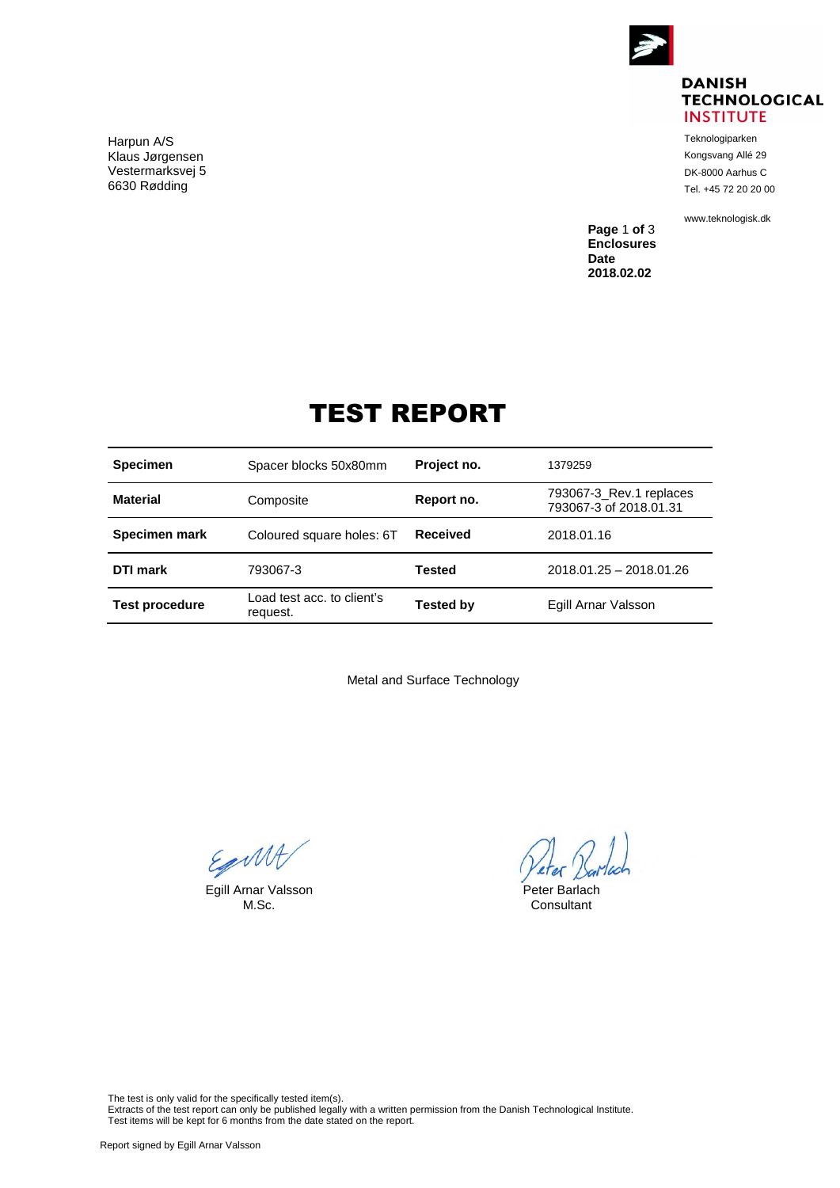**DANISH TECHNOLOGICAL INSTITUTE**

Teknologiparken
Kongsvang Allé 29
DK-8000 Aarhus C
Tel. +45 72 20 20 00

www.teknologisk.dk

Harpun A/S
Klaus Jørgensen
Vestermarksvej 5
6630 Rødding

**Page** 1 **of** 3
**Enclosures**
**Date**
**2018.02.02**

# TEST REPORT

| **Specimen** | Spacer blocks 50x80mm | **Project no.** | 1379259 |
|---|---|---|---|
| **Material** | Composite | **Report no.** | 793067-3_Rev.1 replaces 793067-3 of 2018.01.31 |
| **Specimen mark** | Coloured square holes: 6T | **Received** | 2018.01.16 |
| **DTI mark** | 793067-3 | **Tested** | 2018.01.25 – 2018.01.26 |
| **Test procedure** | Load test acc. to client's request. | **Tested by** | Egill Arnar Valsson |

Metal and Surface Technology

Egill Arnar Valsson
M.Sc.

Peter Barlach
Consultant

The test is only valid for the specifically tested item(s).
Extracts of the test report can only be published legally with a written permission from the Danish Technological Institute.
Test items will be kept for 6 months from the date stated on the report.

Report signed by Egill Arnar Valsson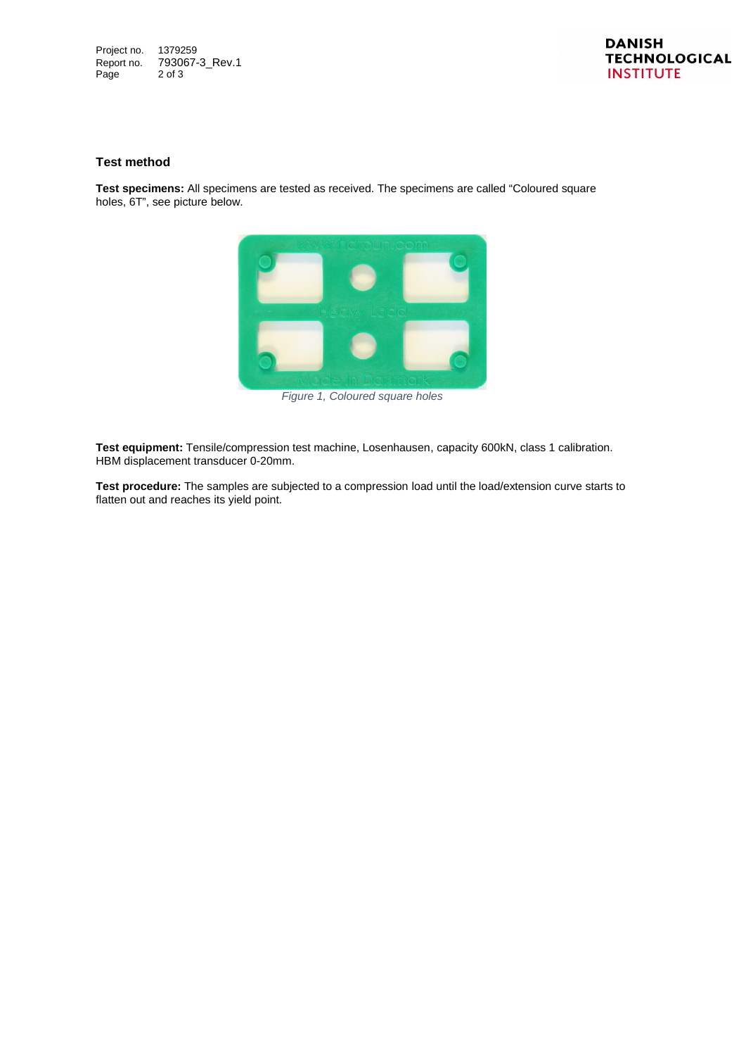## Test method

**Test specimens:** All specimens are tested as received. The specimens are called "Coloured square holes, 6T", see picture below.

*Figure 1, Coloured square holes*

**Test equipment:** Tensile/compression test machine, Losenhausen, capacity 600kN, class 1 calibration. HBM displacement transducer 0-20mm.

**Test procedure:** The samples are subjected to a compression load until the load/extension curve starts to flatten out and reaches its yield point.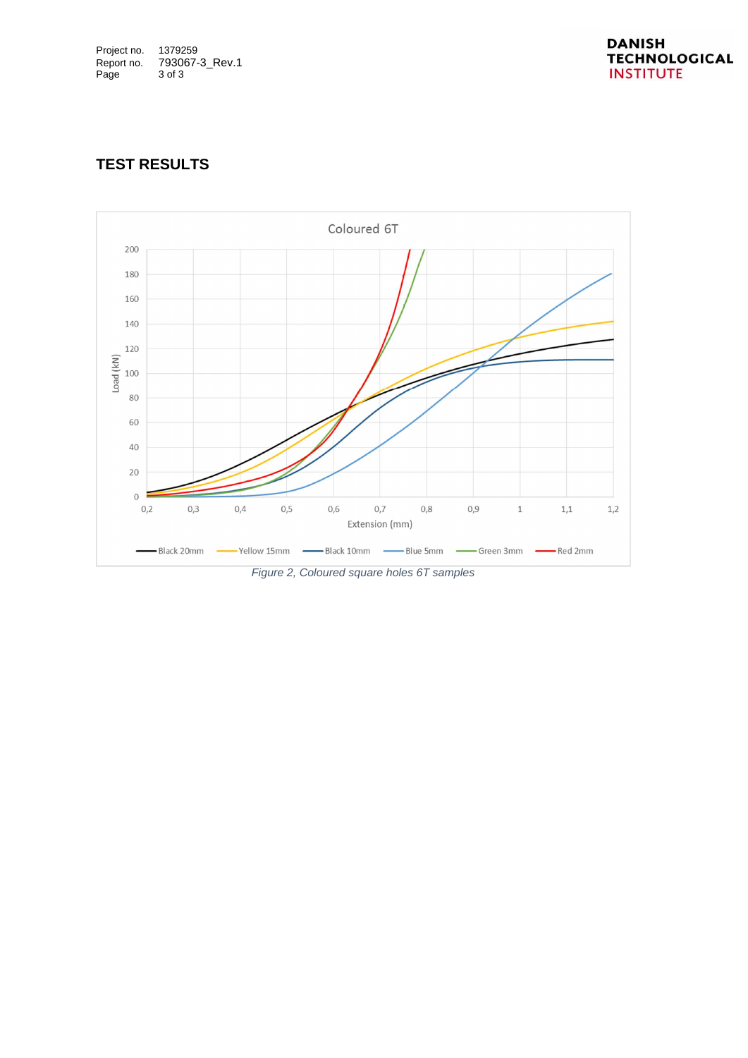# TEST RESULTS

Coloured 6T

Load (kN)

200
180
160
140
120
100
80
60
40
20
0

0,2 0,3 0,4 0,5 0,6 0,7 0,8 0,9 1 1,1 1,2

Extension (mm)

Black 20mm  Yellow 15mm  Black 10mm  Blue 5mm  Green 3mm  Red 2mm

*Figure 2, Coloured square holes 6T samples*